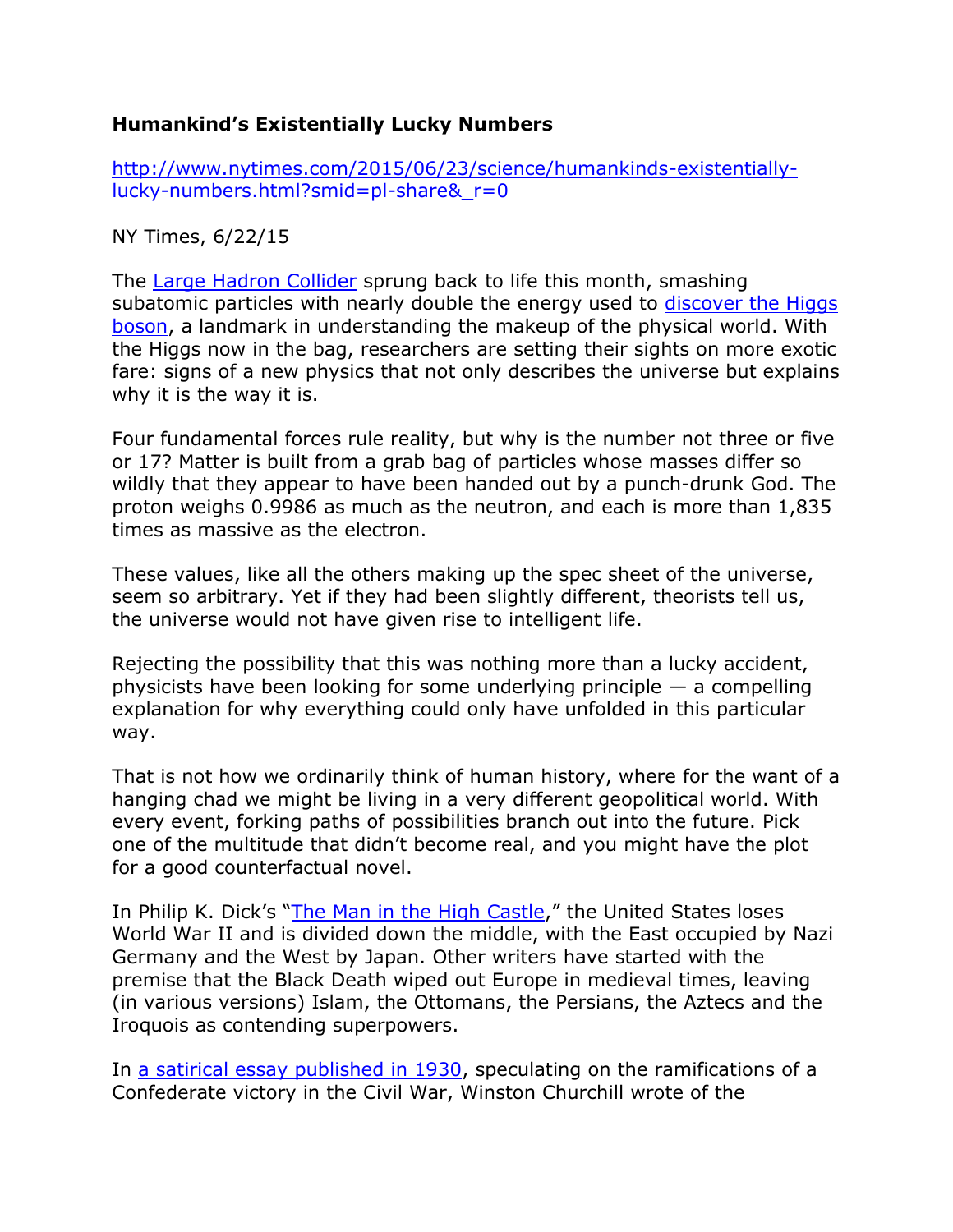**Humankind's Existentially Lucky Numbers**

[http://www.nytimes.com/2015/06/23/science/humankinds-existentially-lucky-numbers.html?smid=pl-share&_r=0](http://www.nytimes.com/2015/06/23/science/humankinds-existentially-lucky-numbers.html?smid=pl-share&_r=0)

NY Times, 6/22/15

The [Large Hadron Collider](#) sprung back to life this month, smashing subatomic particles with nearly double the energy used to [discover the Higgs boson](#), a landmark in understanding the makeup of the physical world. With the Higgs now in the bag, researchers are setting their sights on more exotic fare: signs of a new physics that not only describes the universe but explains why it is the way it is.

Four fundamental forces rule reality, but why is the number not three or five or 17? Matter is built from a grab bag of particles whose masses differ so wildly that they appear to have been handed out by a punch-drunk God. The proton weighs 0.9986 as much as the neutron, and each is more than 1,835 times as massive as the electron.

These values, like all the others making up the spec sheet of the universe, seem so arbitrary. Yet if they had been slightly different, theorists tell us, the universe would not have given rise to intelligent life.

Rejecting the possibility that this was nothing more than a lucky accident, physicists have been looking for some underlying principle — a compelling explanation for why everything could only have unfolded in this particular way.

That is not how we ordinarily think of human history, where for the want of a hanging chad we might be living in a very different geopolitical world. With every event, forking paths of possibilities branch out into the future. Pick one of the multitude that didn't become real, and you might have the plot for a good counterfactual novel.

In Philip K. Dick's "[The Man in the High Castle](#)," the United States loses World War II and is divided down the middle, with the East occupied by Nazi Germany and the West by Japan. Other writers have started with the premise that the Black Death wiped out Europe in medieval times, leaving (in various versions) Islam, the Ottomans, the Persians, the Aztecs and the Iroquois as contending superpowers.

In [a satirical essay published in 1930](#), speculating on the ramifications of a Confederate victory in the Civil War, Winston Churchill wrote of the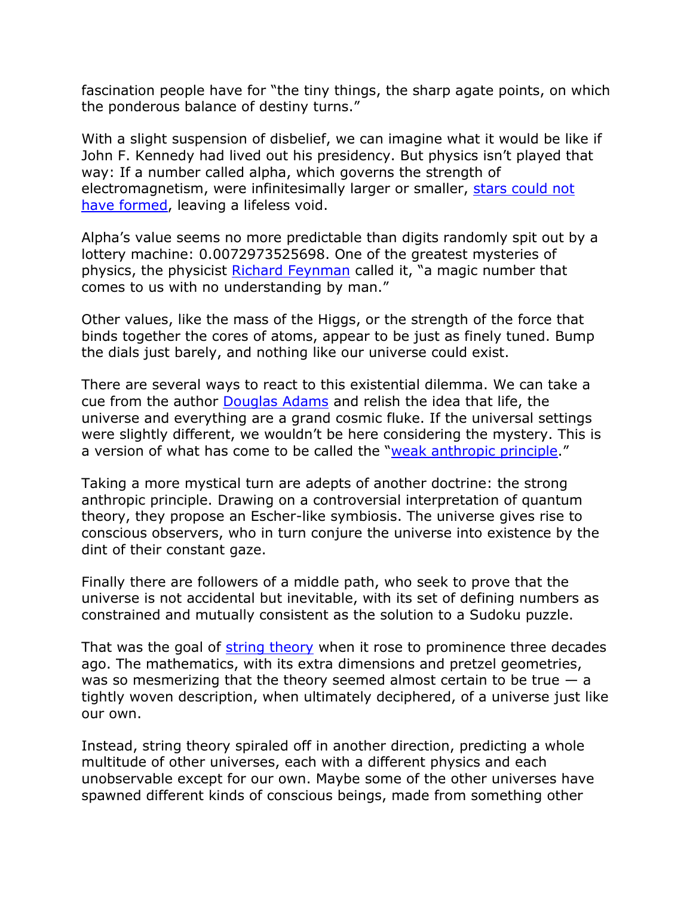fascination people have for "the tiny things, the sharp agate points, on which the ponderous balance of destiny turns."

With a slight suspension of disbelief, we can imagine what it would be like if John F. Kennedy had lived out his presidency. But physics isn't played that way: If a number called alpha, which governs the strength of electromagnetism, were infinitesimally larger or smaller, stars could not have formed, leaving a lifeless void.

Alpha's value seems no more predictable than digits randomly spit out by a lottery machine: 0.0072973525698. One of the greatest mysteries of physics, the physicist Richard Feynman called it, "a magic number that comes to us with no understanding by man."

Other values, like the mass of the Higgs, or the strength of the force that binds together the cores of atoms, appear to be just as finely tuned. Bump the dials just barely, and nothing like our universe could exist.

There are several ways to react to this existential dilemma. We can take a cue from the author Douglas Adams and relish the idea that life, the universe and everything are a grand cosmic fluke. If the universal settings were slightly different, we wouldn't be here considering the mystery. This is a version of what has come to be called the "weak anthropic principle."

Taking a more mystical turn are adepts of another doctrine: the strong anthropic principle. Drawing on a controversial interpretation of quantum theory, they propose an Escher-like symbiosis. The universe gives rise to conscious observers, who in turn conjure the universe into existence by the dint of their constant gaze.

Finally there are followers of a middle path, who seek to prove that the universe is not accidental but inevitable, with its set of defining numbers as constrained and mutually consistent as the solution to a Sudoku puzzle.

That was the goal of string theory when it rose to prominence three decades ago. The mathematics, with its extra dimensions and pretzel geometries, was so mesmerizing that the theory seemed almost certain to be true — a tightly woven description, when ultimately deciphered, of a universe just like our own.

Instead, string theory spiraled off in another direction, predicting a whole multitude of other universes, each with a different physics and each unobservable except for our own. Maybe some of the other universes have spawned different kinds of conscious beings, made from something other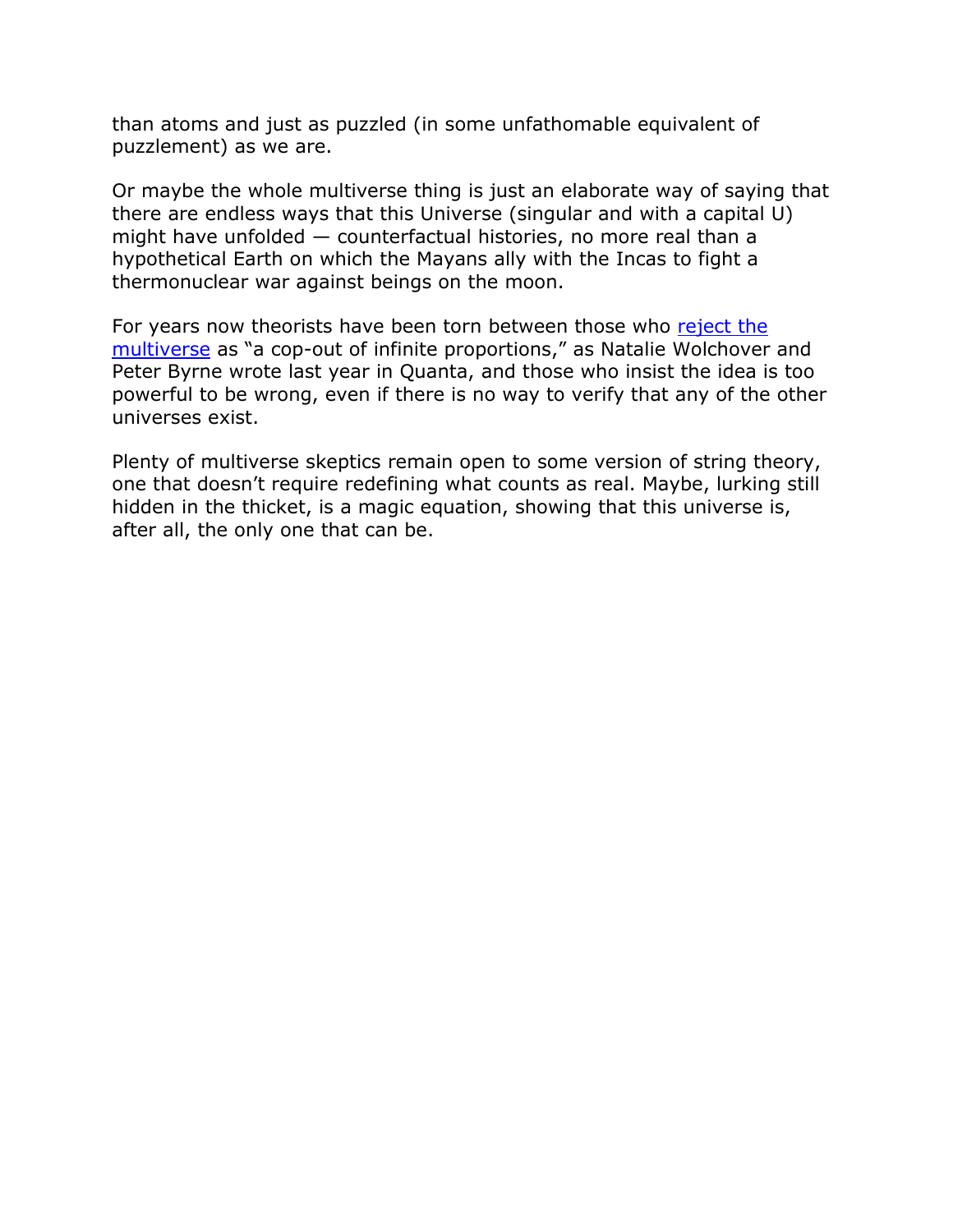than atoms and just as puzzled (in some unfathomable equivalent of puzzlement) as we are.

Or maybe the whole multiverse thing is just an elaborate way of saying that there are endless ways that this Universe (singular and with a capital U) might have unfolded — counterfactual histories, no more real than a hypothetical Earth on which the Mayans ally with the Incas to fight a thermonuclear war against beings on the moon.

For years now theorists have been torn between those who reject the multiverse as "a cop-out of infinite proportions," as Natalie Wolchover and Peter Byrne wrote last year in Quanta, and those who insist the idea is too powerful to be wrong, even if there is no way to verify that any of the other universes exist.

Plenty of multiverse skeptics remain open to some version of string theory, one that doesn't require redefining what counts as real. Maybe, lurking still hidden in the thicket, is a magic equation, showing that this universe is, after all, the only one that can be.